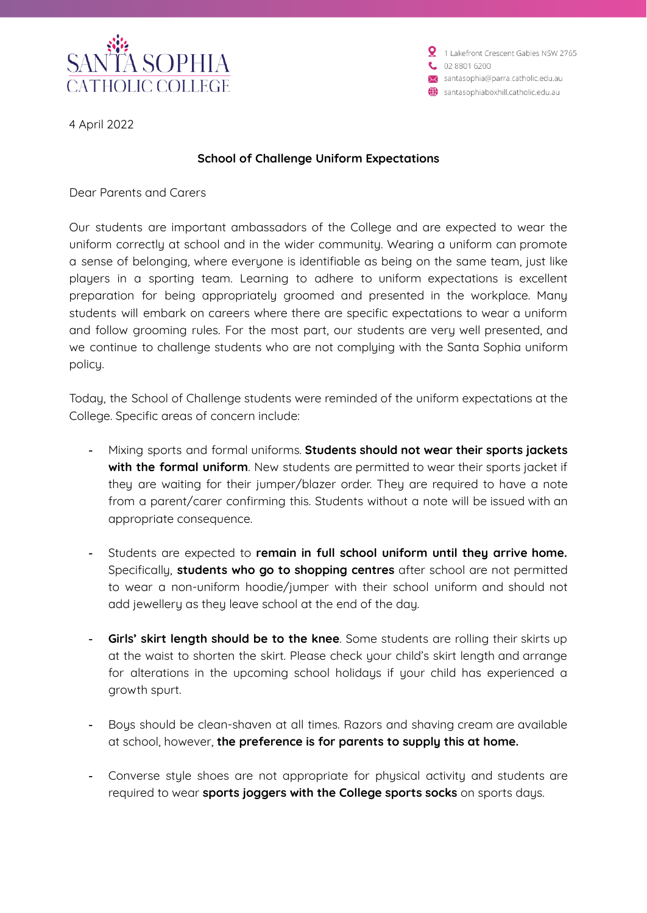SANTA SOPHIA
CATHOLIC COLLEGE

1 Lakefront Crescent Gables NSW 2765
02 8801 6200
santasophia@parra.catholic.edu.au
santasophiaboxhill.catholic.edu.au

4 April 2022

**School of Challenge Uniform Expectations**

Dear Parents and Carers

Our students are important ambassadors of the College and are expected to wear the uniform correctly at school and in the wider community. Wearing a uniform can promote a sense of belonging, where everyone is identifiable as being on the same team, just like players in a sporting team. Learning to adhere to uniform expectations is excellent preparation for being appropriately groomed and presented in the workplace. Many students will embark on careers where there are specific expectations to wear a uniform and follow grooming rules. For the most part, our students are very well presented, and we continue to challenge students who are not complying with the Santa Sophia uniform policy.

Today, the School of Challenge students were reminded of the uniform expectations at the College. Specific areas of concern include:

- Mixing sports and formal uniforms. **Students should not wear their sports jackets with the formal uniform**. New students are permitted to wear their sports jacket if they are waiting for their jumper/blazer order. They are required to have a note from a parent/carer confirming this. Students without a note will be issued with an appropriate consequence.

- Students are expected to **remain in full school uniform until they arrive home.** Specifically, **students who go to shopping centres** after school are not permitted to wear a non-uniform hoodie/jumper with their school uniform and should not add jewellery as they leave school at the end of the day.

- **Girls' skirt length should be to the knee**. Some students are rolling their skirts up at the waist to shorten the skirt. Please check your child's skirt length and arrange for alterations in the upcoming school holidays if your child has experienced a growth spurt.

- Boys should be clean-shaven at all times. Razors and shaving cream are available at school, however, **the preference is for parents to supply this at home.**

- Converse style shoes are not appropriate for physical activity and students are required to wear **sports joggers with the College sports socks** on sports days.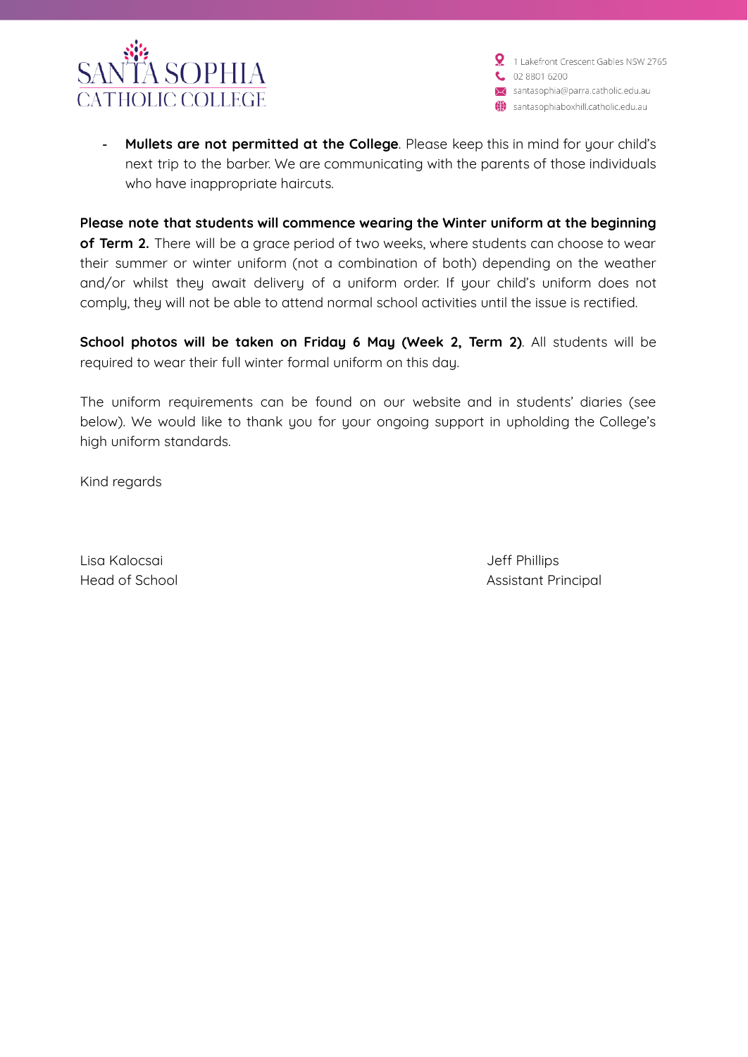- **Mullets are not permitted at the College**. Please keep this in mind for your child's next trip to the barber. We are communicating with the parents of those individuals who have inappropriate haircuts.

**Please note that students will commence wearing the Winter uniform at the beginning of Term 2.** There will be a grace period of two weeks, where students can choose to wear their summer or winter uniform (not a combination of both) depending on the weather and/or whilst they await delivery of a uniform order. If your child's uniform does not comply, they will not be able to attend normal school activities until the issue is rectified.

**School photos will be taken on Friday 6 May (Week 2, Term 2)**. All students will be required to wear their full winter formal uniform on this day.

The uniform requirements can be found on our website and in students' diaries (see below). We would like to thank you for your ongoing support in upholding the College's high uniform standards.

Kind regards

Lisa Kalocsai
Head of School

Jeff Phillips
Assistant Principal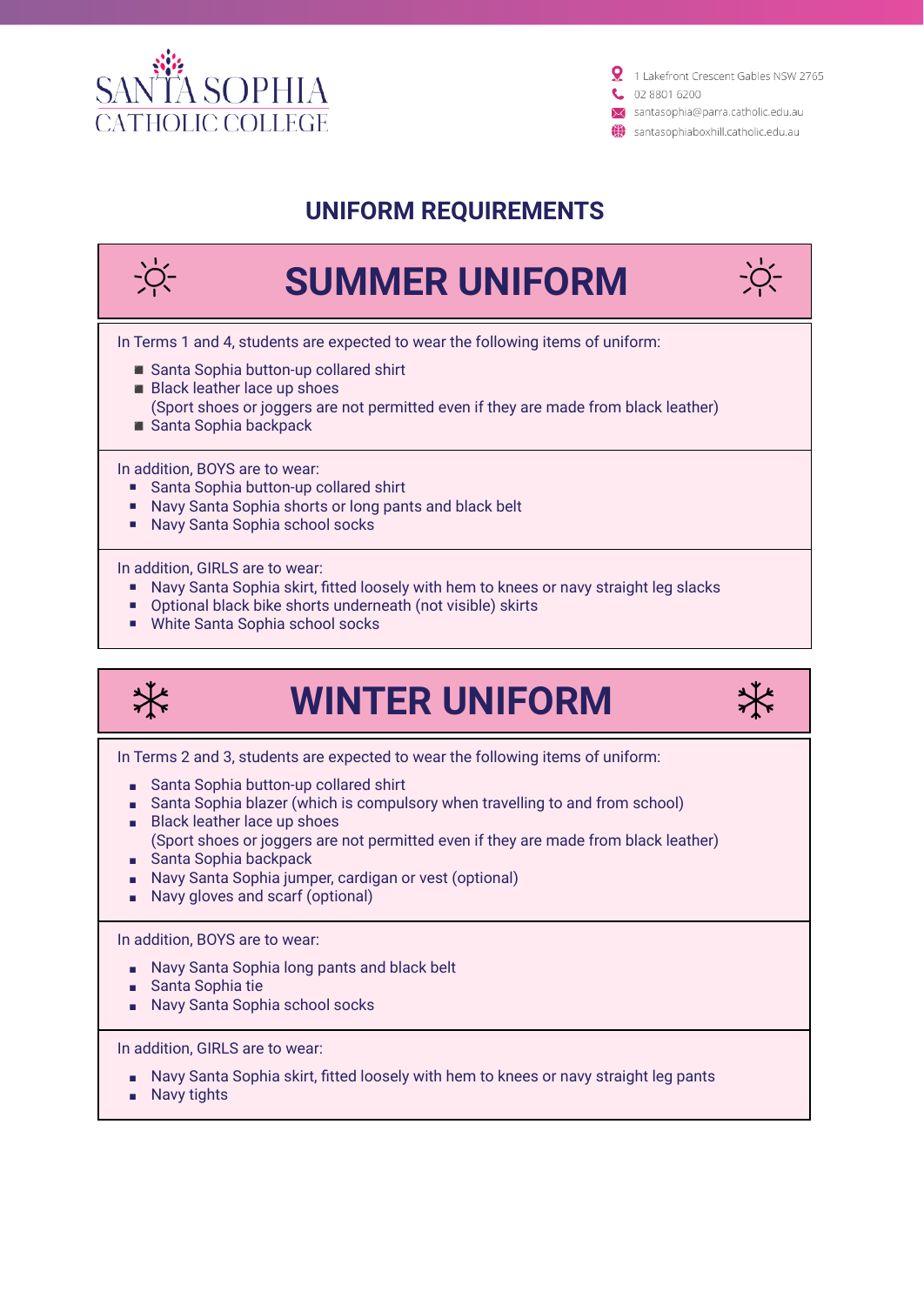SANTA SOPHIA
CATHOLIC COLLEGE

1 Lakefront Crescent Gables NSW 2765
02 8801 6200
santasophia@parra.catholic.edu.au
santasophiaboxhill.catholic.edu.au

## UNIFORM REQUIREMENTS

# SUMMER UNIFORM

In Terms 1 and 4, students are expected to wear the following items of uniform:

- Santa Sophia button-up collared shirt
- Black leather lace up shoes
  (Sport shoes or joggers are not permitted even if they are made from black leather)
- Santa Sophia backpack

In addition, BOYS are to wear:

- Santa Sophia button-up collared shirt
- Navy Santa Sophia shorts or long pants and black belt
- Navy Santa Sophia school socks

In addition, GIRLS are to wear:

- Navy Santa Sophia skirt, fitted loosely with hem to knees or navy straight leg slacks
- Optional black bike shorts underneath (not visible) skirts
- White Santa Sophia school socks

# WINTER UNIFORM

In Terms 2 and 3, students are expected to wear the following items of uniform:

- Santa Sophia button-up collared shirt
- Santa Sophia blazer (which is compulsory when travelling to and from school)
- Black leather lace up shoes
  (Sport shoes or joggers are not permitted even if they are made from black leather)
- Santa Sophia backpack
- Navy Santa Sophia jumper, cardigan or vest (optional)
- Navy gloves and scarf (optional)

In addition, BOYS are to wear:

- Navy Santa Sophia long pants and black belt
- Santa Sophia tie
- Navy Santa Sophia school socks

In addition, GIRLS are to wear:

- Navy Santa Sophia skirt, fitted loosely with hem to knees or navy straight leg pants
- Navy tights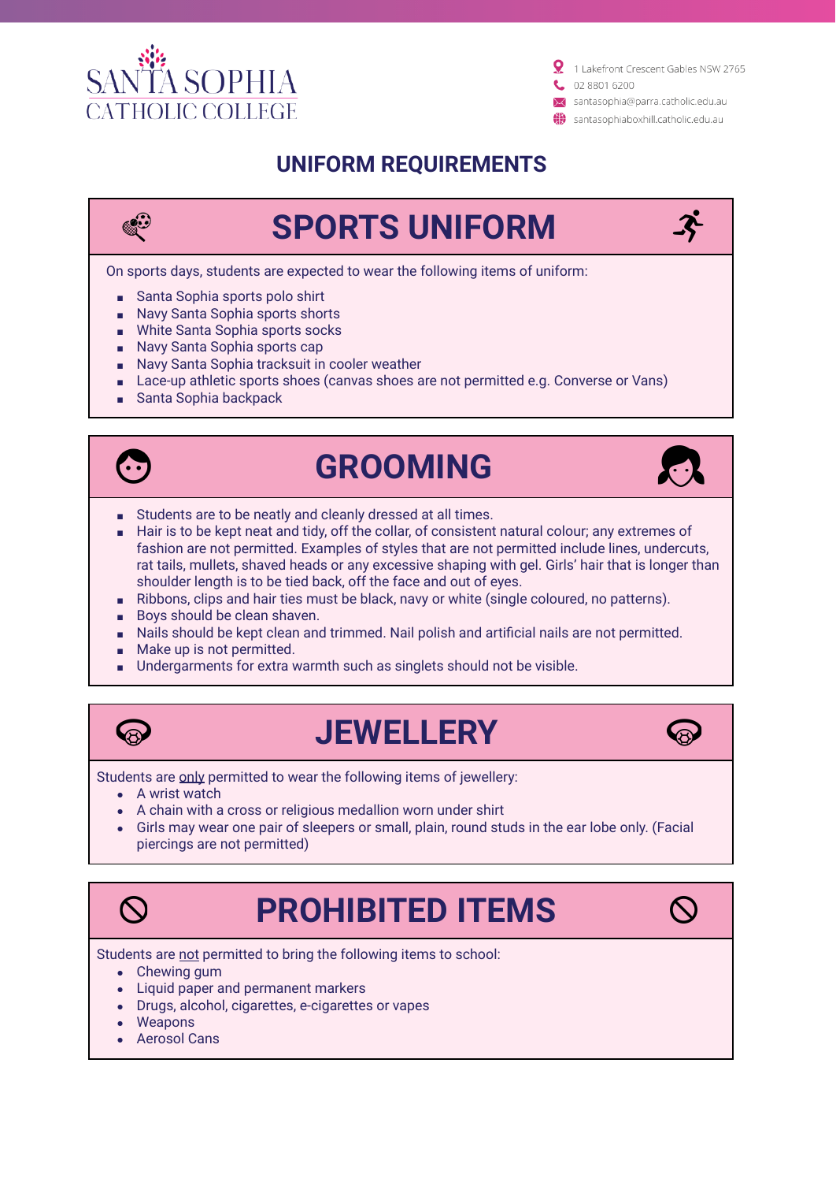SANTA SOPHIA CATHOLIC COLLEGE

1 Lakefront Crescent Gables NSW 2765
02 8801 6200
santasophia@parra.catholic.edu.au
santasophiaboxhill.catholic.edu.au

# UNIFORM REQUIREMENTS

## SPORTS UNIFORM

On sports days, students are expected to wear the following items of uniform:

- Santa Sophia sports polo shirt
- Navy Santa Sophia sports shorts
- White Santa Sophia sports socks
- Navy Santa Sophia sports cap
- Navy Santa Sophia tracksuit in cooler weather
- Lace-up athletic sports shoes (canvas shoes are not permitted e.g. Converse or Vans)
- Santa Sophia backpack

## GROOMING

- Students are to be neatly and cleanly dressed at all times.
- Hair is to be kept neat and tidy, off the collar, of consistent natural colour; any extremes of fashion are not permitted. Examples of styles that are not permitted include lines, undercuts, rat tails, mullets, shaved heads or any excessive shaping with gel. Girls' hair that is longer than shoulder length is to be tied back, off the face and out of eyes.
- Ribbons, clips and hair ties must be black, navy or white (single coloured, no patterns).
- Boys should be clean shaven.
- Nails should be kept clean and trimmed. Nail polish and artificial nails are not permitted.
- Make up is not permitted.
- Undergarments for extra warmth such as singlets should not be visible.

## JEWELLERY

Students are only permitted to wear the following items of jewellery:

- A wrist watch
- A chain with a cross or religious medallion worn under shirt
- Girls may wear one pair of sleepers or small, plain, round studs in the ear lobe only. (Facial piercings are not permitted)

## PROHIBITED ITEMS

Students are not permitted to bring the following items to school:

- Chewing gum
- Liquid paper and permanent markers
- Drugs, alcohol, cigarettes, e-cigarettes or vapes
- Weapons
- Aerosol Cans